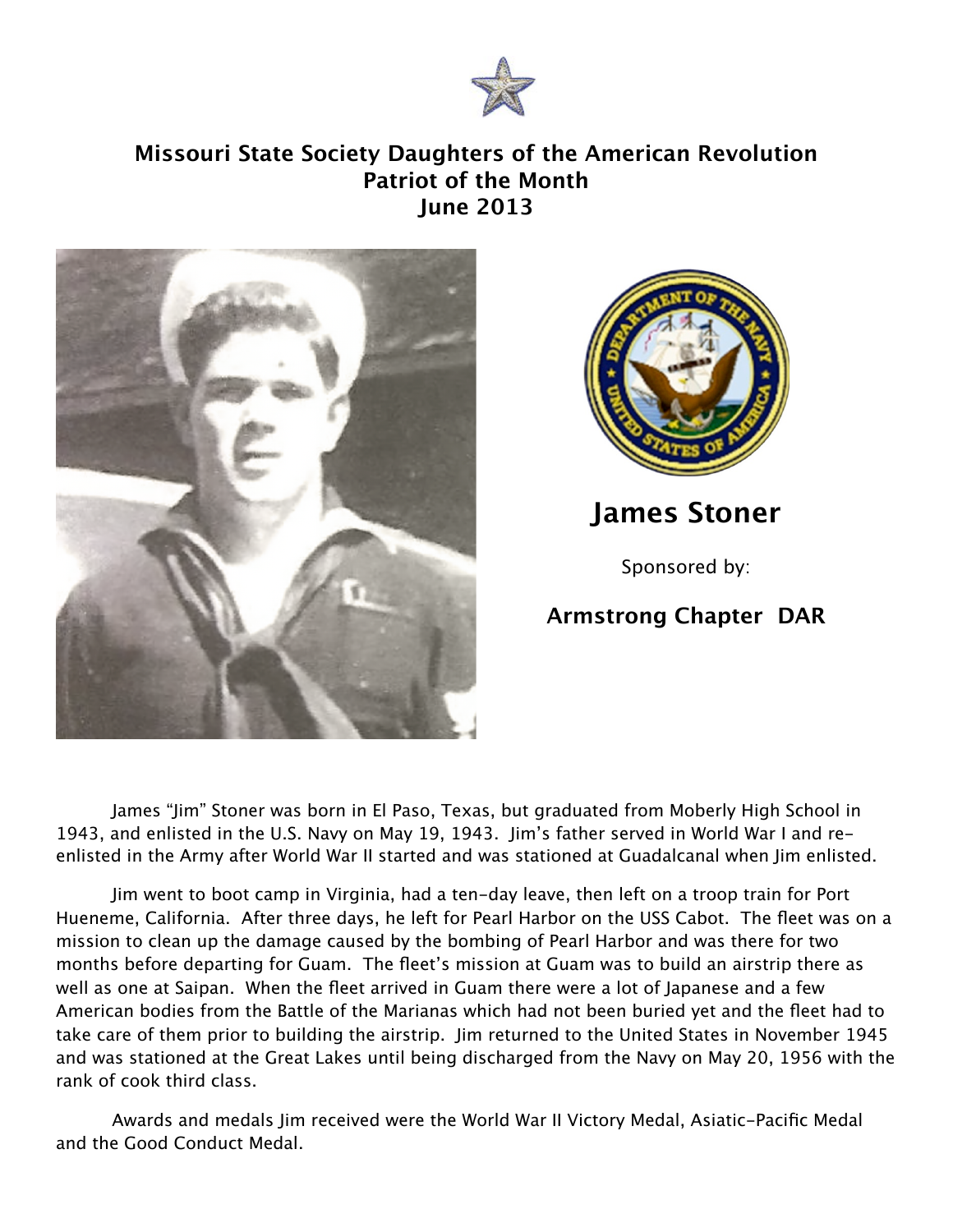# Missouri State Society Daughters of the American Revolution
## Patriot of the Month
## June 2013

## James Stoner

Sponsored by:

**Armstrong Chapter DAR**

James "Jim" Stoner was born in El Paso, Texas, but graduated from Moberly High School in 1943, and enlisted in the U.S. Navy on May 19, 1943. Jim's father served in World War I and re-enlisted in the Army after World War II started and was stationed at Guadalcanal when Jim enlisted.

Jim went to boot camp in Virginia, had a ten-day leave, then left on a troop train for Port Hueneme, California. After three days, he left for Pearl Harbor on the USS Cabot. The fleet was on a mission to clean up the damage caused by the bombing of Pearl Harbor and was there for two months before departing for Guam. The fleet's mission at Guam was to build an airstrip there as well as one at Saipan. When the fleet arrived in Guam there were a lot of Japanese and a few American bodies from the Battle of the Marianas which had not been buried yet and the fleet had to take care of them prior to building the airstrip. Jim returned to the United States in November 1945 and was stationed at the Great Lakes until being discharged from the Navy on May 20, 1956 with the rank of cook third class.

Awards and medals Jim received were the World War II Victory Medal, Asiatic-Pacific Medal and the Good Conduct Medal.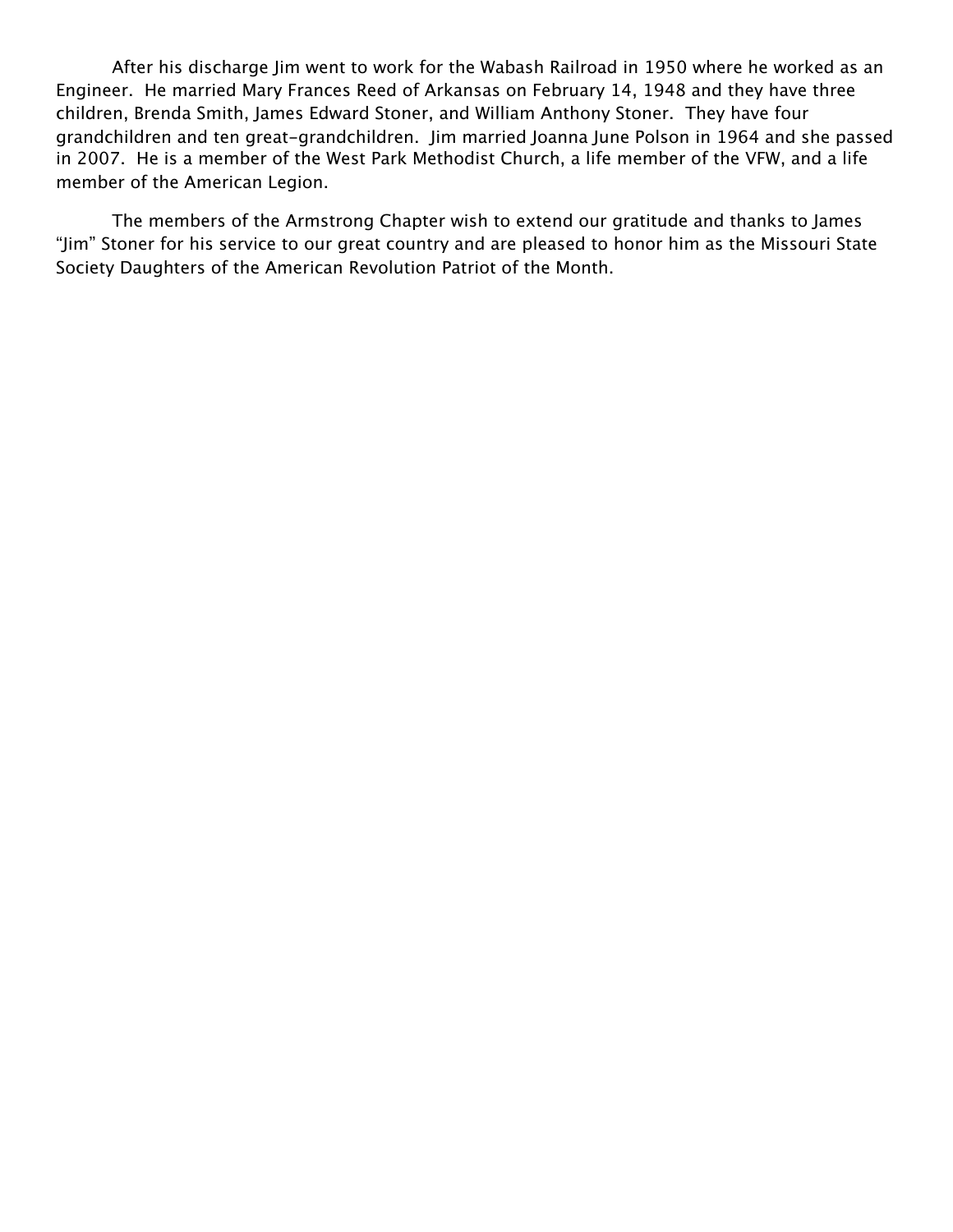After his discharge Jim went to work for the Wabash Railroad in 1950 where he worked as an Engineer. He married Mary Frances Reed of Arkansas on February 14, 1948 and they have three children, Brenda Smith, James Edward Stoner, and William Anthony Stoner. They have four grandchildren and ten great-grandchildren. Jim married Joanna June Polson in 1964 and she passed in 2007. He is a member of the West Park Methodist Church, a life member of the VFW, and a life member of the American Legion.

The members of the Armstrong Chapter wish to extend our gratitude and thanks to James "Jim" Stoner for his service to our great country and are pleased to honor him as the Missouri State Society Daughters of the American Revolution Patriot of the Month.